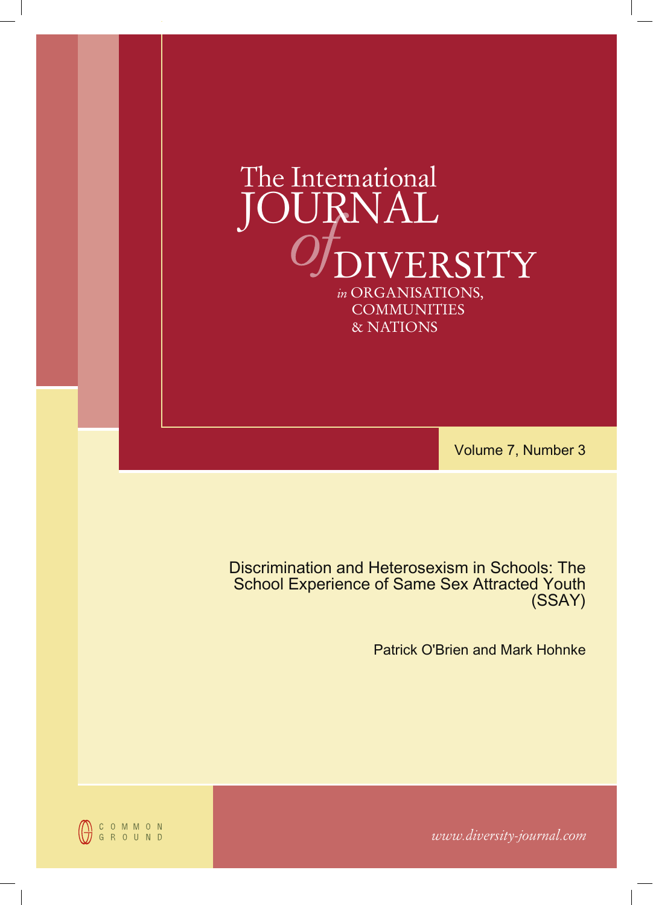# The International JOURNAL *of* DIVERSITY *in* ORGANISATIONS, COMMUNITIES & NATIONS

Volume 7, Number 3

## Discrimination and Heterosexism in Schools: The School Experience of Same Sex Attracted Youth (SSAY)

Patrick O'Brien and Mark Hohnke

COMMON GROUND

*www.diversity-journal.com*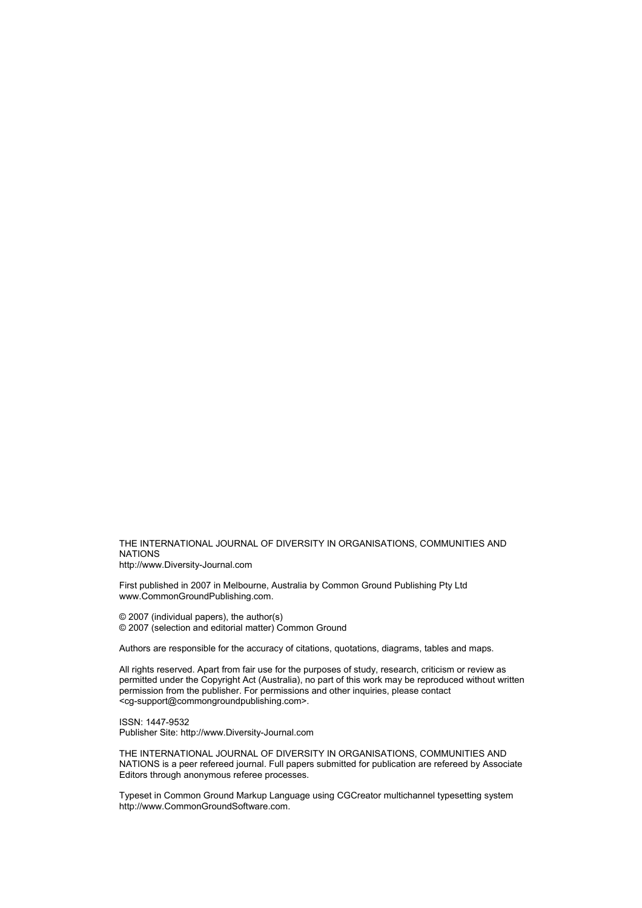THE INTERNATIONAL JOURNAL OF DIVERSITY IN ORGANISATIONS, COMMUNITIES AND NATIONS
http://www.Diversity-Journal.com

First published in 2007 in Melbourne, Australia by Common Ground Publishing Pty Ltd
www.CommonGroundPublishing.com.

© 2007 (individual papers), the author(s)
© 2007 (selection and editorial matter) Common Ground

Authors are responsible for the accuracy of citations, quotations, diagrams, tables and maps.

All rights reserved. Apart from fair use for the purposes of study, research, criticism or review as permitted under the Copyright Act (Australia), no part of this work may be reproduced without written permission from the publisher. For permissions and other inquiries, please contact <cg-support@commongroundpublishing.com>.

ISSN: 1447-9532
Publisher Site: http://www.Diversity-Journal.com

THE INTERNATIONAL JOURNAL OF DIVERSITY IN ORGANISATIONS, COMMUNITIES AND NATIONS is a peer refereed journal. Full papers submitted for publication are refereed by Associate Editors through anonymous referee processes.

Typeset in Common Ground Markup Language using CGCreator multichannel typesetting system
http://www.CommonGroundSoftware.com.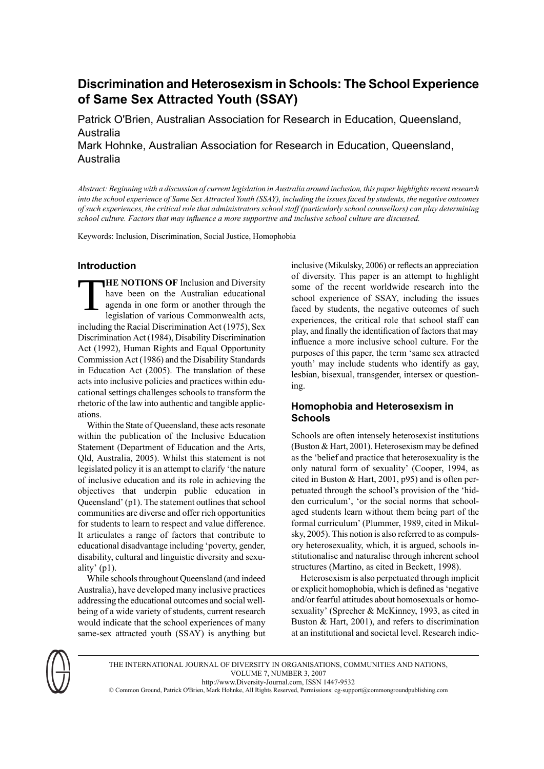# Discrimination and Heterosexism in Schools: The School Experience of Same Sex Attracted Youth (SSAY)

Patrick O'Brien, Australian Association for Research in Education, Queensland, Australia

Mark Hohnke, Australian Association for Research in Education, Queensland, Australia

*Abstract: Beginning with a discussion of current legislation in Australia around inclusion, this paper highlights recent research into the school experience of Same Sex Attracted Youth (SSAY), including the issues faced by students, the negative outcomes of such experiences, the critical role that administrators school staff (particularly school counsellors) can play determining school culture. Factors that may influence a more supportive and inclusive school culture are discussed.*

Keywords: Inclusion, Discrimination, Social Justice, Homophobia

## Introduction

**THE NOTIONS OF** Inclusion and Diversity have been on the Australian educational agenda in one form or another through the legislation of various Commonwealth acts, including the Racial Discrimination Act (1975), Sex Discrimination Act (1984), Disability Discrimination Act (1992), Human Rights and Equal Opportunity Commission Act (1986) and the Disability Standards in Education Act (2005). The translation of these acts into inclusive policies and practices within educational settings challenges schools to transform the rhetoric of the law into authentic and tangible applications.

Within the State of Queensland, these acts resonate within the publication of the Inclusive Education Statement (Department of Education and the Arts, Qld, Australia, 2005). Whilst this statement is not legislated policy it is an attempt to clarify 'the nature of inclusive education and its role in achieving the objectives that underpin public education in Queensland' (p1). The statement outlines that school communities are diverse and offer rich opportunities for students to learn to respect and value difference. It articulates a range of factors that contribute to educational disadvantage including 'poverty, gender, disability, cultural and linguistic diversity and sexuality' (p1).

While schools throughout Queensland (and indeed Australia), have developed many inclusive practices addressing the educational outcomes and social wellbeing of a wide variety of students, current research would indicate that the school experiences of many same-sex attracted youth (SSAY) is anything but inclusive (Mikulsky, 2006) or reflects an appreciation of diversity. This paper is an attempt to highlight some of the recent worldwide research into the school experience of SSAY, including the issues faced by students, the negative outcomes of such experiences, the critical role that school staff can play, and finally the identification of factors that may influence a more inclusive school culture. For the purposes of this paper, the term 'same sex attracted youth' may include students who identify as gay, lesbian, bisexual, transgender, intersex or questioning.

## Homophobia and Heterosexism in Schools

Schools are often intensely heterosexist institutions (Buston & Hart, 2001). Heterosexism may be defined as the 'belief and practice that heterosexuality is the only natural form of sexuality' (Cooper, 1994, as cited in Buston & Hart, 2001, p95) and is often perpetuated through the school's provision of the 'hidden curriculum', 'or the social norms that school-aged students learn without them being part of the formal curriculum' (Plummer, 1989, cited in Mikulsky, 2005). This notion is also referred to as compulsory heterosexuality, which, it is argued, schools institutionalise and naturalise through inherent school structures (Martino, as cited in Beckett, 1998).

Heterosexism is also perpetuated through implicit or explicit homophobia, which is defined as 'negative and/or fearful attitudes about homosexuals or homosexuality' (Sprecher & McKinney, 1993, as cited in Buston & Hart, 2001), and refers to discrimination at an institutional and societal level. Research indic-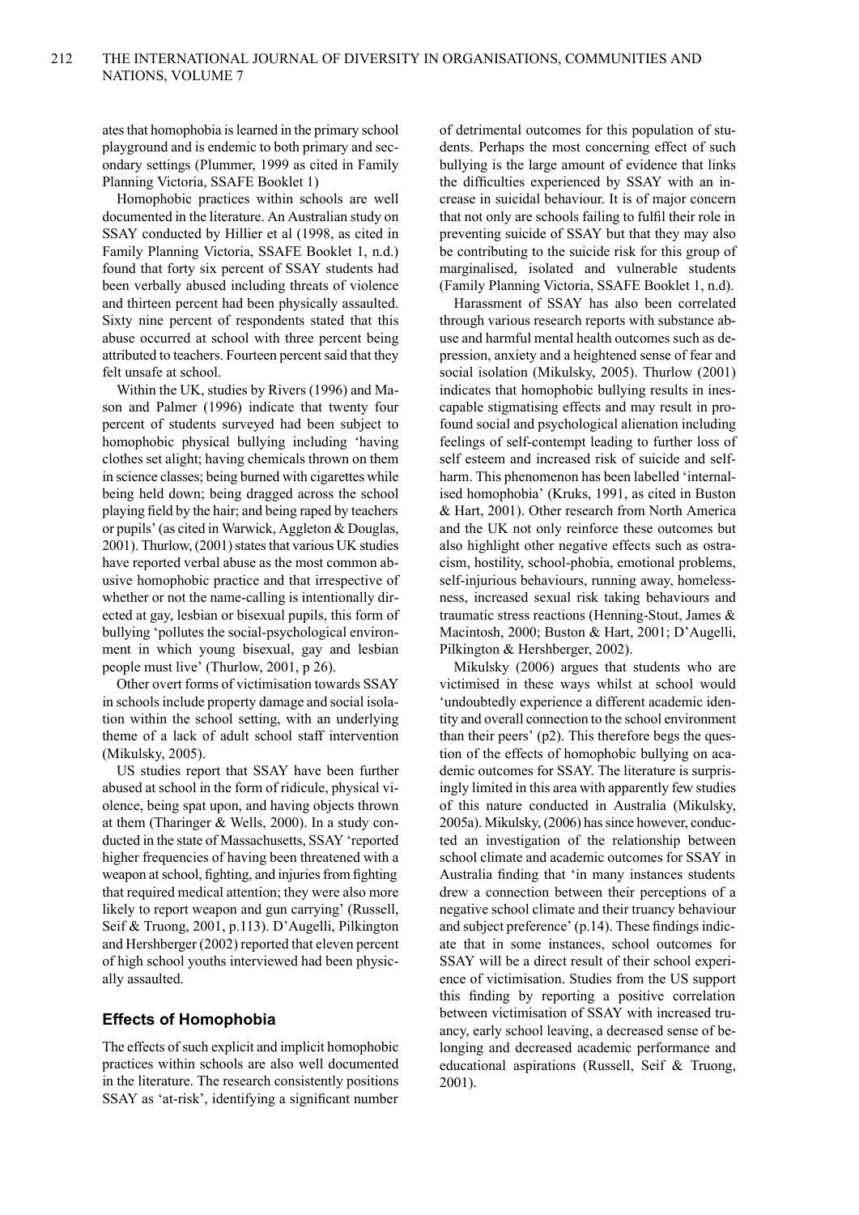ates that homophobia is learned in the primary school playground and is endemic to both primary and secondary settings (Plummer, 1999 as cited in Family Planning Victoria, SSAFE Booklet 1)

Homophobic practices within schools are well documented in the literature. An Australian study on SSAY conducted by Hillier et al (1998, as cited in Family Planning Victoria, SSAFE Booklet 1, n.d.) found that forty six percent of SSAY students had been verbally abused including threats of violence and thirteen percent had been physically assaulted. Sixty nine percent of respondents stated that this abuse occurred at school with three percent being attributed to teachers. Fourteen percent said that they felt unsafe at school.

Within the UK, studies by Rivers (1996) and Mason and Palmer (1996) indicate that twenty four percent of students surveyed had been subject to homophobic physical bullying including 'having clothes set alight; having chemicals thrown on them in science classes; being burned with cigarettes while being held down; being dragged across the school playing field by the hair; and being raped by teachers or pupils' (as cited in Warwick, Aggleton & Douglas, 2001). Thurlow, (2001) states that various UK studies have reported verbal abuse as the most common abusive homophobic practice and that irrespective of whether or not the name-calling is intentionally directed at gay, lesbian or bisexual pupils, this form of bullying 'pollutes the social-psychological environment in which young bisexual, gay and lesbian people must live' (Thurlow, 2001, p 26).

Other overt forms of victimisation towards SSAY in schools include property damage and social isolation within the school setting, with an underlying theme of a lack of adult school staff intervention (Mikulsky, 2005).

US studies report that SSAY have been further abused at school in the form of ridicule, physical violence, being spat upon, and having objects thrown at them (Tharinger & Wells, 2000). In a study conducted in the state of Massachusetts, SSAY 'reported higher frequencies of having been threatened with a weapon at school, fighting, and injuries from fighting that required medical attention; they were also more likely to report weapon and gun carrying' (Russell, Seif & Truong, 2001, p.113). D'Augelli, Pilkington and Hershberger (2002) reported that eleven percent of high school youths interviewed had been physically assaulted.

## Effects of Homophobia

The effects of such explicit and implicit homophobic practices within schools are also well documented in the literature. The research consistently positions SSAY as 'at-risk', identifying a significant number of detrimental outcomes for this population of students. Perhaps the most concerning effect of such bullying is the large amount of evidence that links the difficulties experienced by SSAY with an increase in suicidal behaviour. It is of major concern that not only are schools failing to fulfil their role in preventing suicide of SSAY but that they may also be contributing to the suicide risk for this group of marginalised, isolated and vulnerable students (Family Planning Victoria, SSAFE Booklet 1, n.d).

Harassment of SSAY has also been correlated through various research reports with substance abuse and harmful mental health outcomes such as depression, anxiety and a heightened sense of fear and social isolation (Mikulsky, 2005). Thurlow (2001) indicates that homophobic bullying results in inescapable stigmatising effects and may result in profound social and psychological alienation including feelings of self-contempt leading to further loss of self esteem and increased risk of suicide and self-harm. This phenomenon has been labelled 'internalised homophobia' (Kruks, 1991, as cited in Buston & Hart, 2001). Other research from North America and the UK not only reinforce these outcomes but also highlight other negative effects such as ostracism, hostility, school-phobia, emotional problems, self-injurious behaviours, running away, homelessness, increased sexual risk taking behaviours and traumatic stress reactions (Henning-Stout, James & Macintosh, 2000; Buston & Hart, 2001; D'Augelli, Pilkington & Hershberger, 2002).

Mikulsky (2006) argues that students who are victimised in these ways whilst at school would 'undoubtedly experience a different academic identity and overall connection to the school environment than their peers' (p2). This therefore begs the question of the effects of homophobic bullying on academic outcomes for SSAY. The literature is surprisingly limited in this area with apparently few studies of this nature conducted in Australia (Mikulsky, 2005a). Mikulsky, (2006) has since however, conducted an investigation of the relationship between school climate and academic outcomes for SSAY in Australia finding that 'in many instances students drew a connection between their perceptions of a negative school climate and their truancy behaviour and subject preference' (p.14). These findings indicate that in some instances, school outcomes for SSAY will be a direct result of their school experience of victimisation. Studies from the US support this finding by reporting a positive correlation between victimisation of SSAY with increased truancy, early school leaving, a decreased sense of belonging and decreased academic performance and educational aspirations (Russell, Seif & Truong, 2001).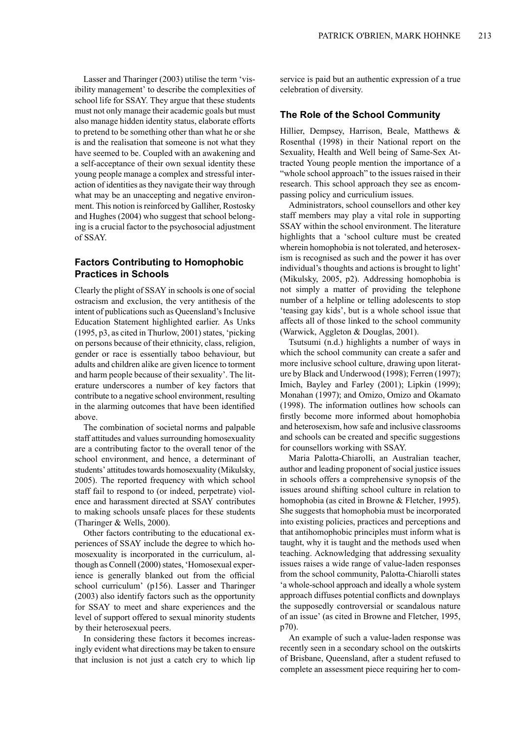Lasser and Tharinger (2003) utilise the term 'visibility management' to describe the complexities of school life for SSAY. They argue that these students must not only manage their academic goals but must also manage hidden identity status, elaborate efforts to pretend to be something other than what he or she is and the realisation that someone is not what they have seemed to be. Coupled with an awakening and a self-acceptance of their own sexual identity these young people manage a complex and stressful interaction of identities as they navigate their way through what may be an unaccepting and negative environment. This notion is reinforced by Galliher, Rostosky and Hughes (2004) who suggest that school belonging is a crucial factor to the psychosocial adjustment of SSAY.

### Factors Contributing to Homophobic Practices in Schools

Clearly the plight of SSAY in schools is one of social ostracism and exclusion, the very antithesis of the intent of publications such as Queensland's Inclusive Education Statement highlighted earlier. As Unks (1995, p3, as cited in Thurlow, 2001) states, 'picking on persons because of their ethnicity, class, religion, gender or race is essentially taboo behaviour, but adults and children alike are given licence to torment and harm people because of their sexuality'. The literature underscores a number of key factors that contribute to a negative school environment, resulting in the alarming outcomes that have been identified above.

The combination of societal norms and palpable staff attitudes and values surrounding homosexuality are a contributing factor to the overall tenor of the school environment, and hence, a determinant of students' attitudes towards homosexuality (Mikulsky, 2005). The reported frequency with which school staff fail to respond to (or indeed, perpetrate) violence and harassment directed at SSAY contributes to making schools unsafe places for these students (Tharinger & Wells, 2000).

Other factors contributing to the educational experiences of SSAY include the degree to which homosexuality is incorporated in the curriculum, although as Connell (2000) states, 'Homosexual experience is generally blanked out from the official school curriculum' (p156). Lasser and Tharinger (2003) also identify factors such as the opportunity for SSAY to meet and share experiences and the level of support offered to sexual minority students by their heterosexual peers.

In considering these factors it becomes increasingly evident what directions may be taken to ensure that inclusion is not just a catch cry to which lip service is paid but an authentic expression of a true celebration of diversity.

### The Role of the School Community

Hillier, Dempsey, Harrison, Beale, Matthews & Rosenthal (1998) in their National report on the Sexuality, Health and Well being of Same-Sex Attracted Young people mention the importance of a "whole school approach" to the issues raised in their research. This school approach they see as encompassing policy and curriculium issues.

Administrators, school counsellors and other key staff members may play a vital role in supporting SSAY within the school environment. The literature highlights that a 'school culture must be created wherein homophobia is not tolerated, and heterosexism is recognised as such and the power it has over individual's thoughts and actions is brought to light' (Mikulsky, 2005, p2). Addressing homophobia is not simply a matter of providing the telephone number of a helpline or telling adolescents to stop 'teasing gay kids', but is a whole school issue that affects all of those linked to the school community (Warwick, Aggleton & Douglas, 2001).

Tsutsumi (n.d.) highlights a number of ways in which the school community can create a safer and more inclusive school culture, drawing upon literature by Black and Underwood (1998); Ferren (1997); Imich, Bayley and Farley (2001); Lipkin (1999); Monahan (1997); and Omizo, Omizo and Okamato (1998). The information outlines how schools can firstly become more informed about homophobia and heterosexism, how safe and inclusive classrooms and schools can be created and specific suggestions for counsellors working with SSAY.

Maria Palotta-Chiarolli, an Australian teacher, author and leading proponent of social justice issues in schools offers a comprehensive synopsis of the issues around shifting school culture in relation to homophobia (as cited in Browne & Fletcher, 1995). She suggests that homophobia must be incorporated into existing policies, practices and perceptions and that antihomophobic principles must inform what is taught, why it is taught and the methods used when teaching. Acknowledging that addressing sexuality issues raises a wide range of value-laden responses from the school community, Palotta-Chiarolli states 'a whole-school approach and ideally a whole system approach diffuses potential conflicts and downplays the supposedly controversial or scandalous nature of an issue' (as cited in Browne and Fletcher, 1995, p70).

An example of such a value-laden response was recently seen in a secondary school on the outskirts of Brisbane, Queensland, after a student refused to complete an assessment piece requiring her to com-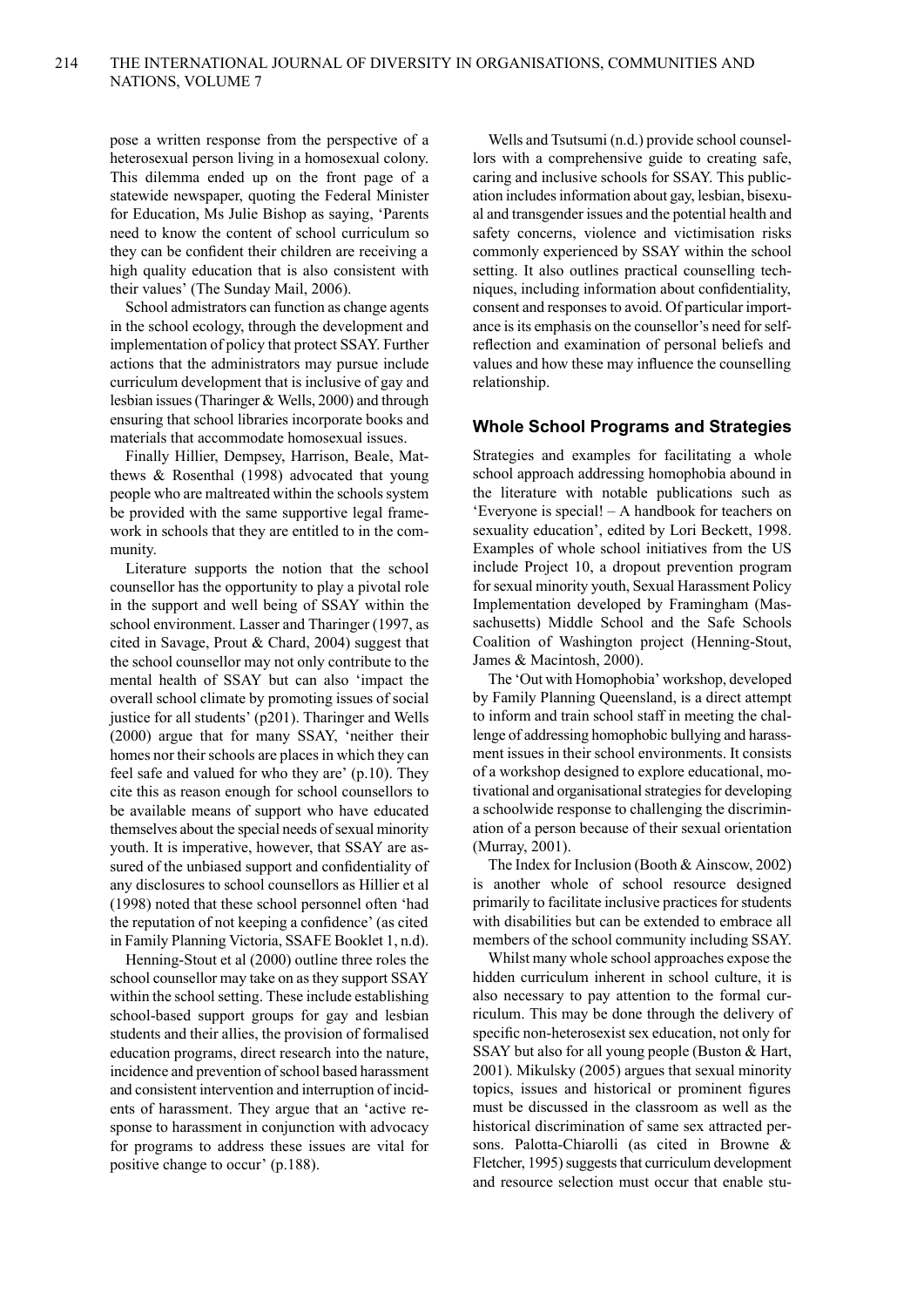pose a written response from the perspective of a heterosexual person living in a homosexual colony. This dilemma ended up on the front page of a statewide newspaper, quoting the Federal Minister for Education, Ms Julie Bishop as saying, 'Parents need to know the content of school curriculum so they can be confident their children are receiving a high quality education that is also consistent with their values' (The Sunday Mail, 2006).

School admistrators can function as change agents in the school ecology, through the development and implementation of policy that protect SSAY. Further actions that the administrators may pursue include curriculum development that is inclusive of gay and lesbian issues (Tharinger & Wells, 2000) and through ensuring that school libraries incorporate books and materials that accommodate homosexual issues.

Finally Hillier, Dempsey, Harrison, Beale, Matthews & Rosenthal (1998) advocated that young people who are maltreated within the schools system be provided with the same supportive legal framework in schools that they are entitled to in the community.

Literature supports the notion that the school counsellor has the opportunity to play a pivotal role in the support and well being of SSAY within the school environment. Lasser and Tharinger (1997, as cited in Savage, Prout & Chard, 2004) suggest that the school counsellor may not only contribute to the mental health of SSAY but can also 'impact the overall school climate by promoting issues of social justice for all students' (p201). Tharinger and Wells (2000) argue that for many SSAY, 'neither their homes nor their schools are places in which they can feel safe and valued for who they are' (p.10). They cite this as reason enough for school counsellors to be available means of support who have educated themselves about the special needs of sexual minority youth. It is imperative, however, that SSAY are assured of the unbiased support and confidentiality of any disclosures to school counsellors as Hillier et al (1998) noted that these school personnel often 'had the reputation of not keeping a confidence' (as cited in Family Planning Victoria, SSAFE Booklet 1, n.d).

Henning-Stout et al (2000) outline three roles the school counsellor may take on as they support SSAY within the school setting. These include establishing school-based support groups for gay and lesbian students and their allies, the provision of formalised education programs, direct research into the nature, incidence and prevention of school based harassment and consistent intervention and interruption of incidents of harassment. They argue that an 'active response to harassment in conjunction with advocacy for programs to address these issues are vital for positive change to occur' (p.188).

Wells and Tsutsumi (n.d.) provide school counsellors with a comprehensive guide to creating safe, caring and inclusive schools for SSAY. This publication includes information about gay, lesbian, bisexual and transgender issues and the potential health and safety concerns, violence and victimisation risks commonly experienced by SSAY within the school setting. It also outlines practical counselling techniques, including information about confidentiality, consent and responses to avoid. Of particular importance is its emphasis on the counsellor's need for self-reflection and examination of personal beliefs and values and how these may influence the counselling relationship.

## Whole School Programs and Strategies

Strategies and examples for facilitating a whole school approach addressing homophobia abound in the literature with notable publications such as 'Everyone is special! – A handbook for teachers on sexuality education', edited by Lori Beckett, 1998. Examples of whole school initiatives from the US include Project 10, a dropout prevention program for sexual minority youth, Sexual Harassment Policy Implementation developed by Framingham (Massachusetts) Middle School and the Safe Schools Coalition of Washington project (Henning-Stout, James & Macintosh, 2000).

The 'Out with Homophobia' workshop, developed by Family Planning Queensland, is a direct attempt to inform and train school staff in meeting the challenge of addressing homophobic bullying and harassment issues in their school environments. It consists of a workshop designed to explore educational, motivational and organisational strategies for developing a schoolwide response to challenging the discrimination of a person because of their sexual orientation (Murray, 2001).

The Index for Inclusion (Booth & Ainscow, 2002) is another whole of school resource designed primarily to facilitate inclusive practices for students with disabilities but can be extended to embrace all members of the school community including SSAY.

Whilst many whole school approaches expose the hidden curriculum inherent in school culture, it is also necessary to pay attention to the formal curriculum. This may be done through the delivery of specific non-heterosexist sex education, not only for SSAY but also for all young people (Buston & Hart, 2001). Mikulsky (2005) argues that sexual minority topics, issues and historical or prominent figures must be discussed in the classroom as well as the historical discrimination of same sex attracted persons. Palotta-Chiarolli (as cited in Browne & Fletcher, 1995) suggests that curriculum development and resource selection must occur that enable stu-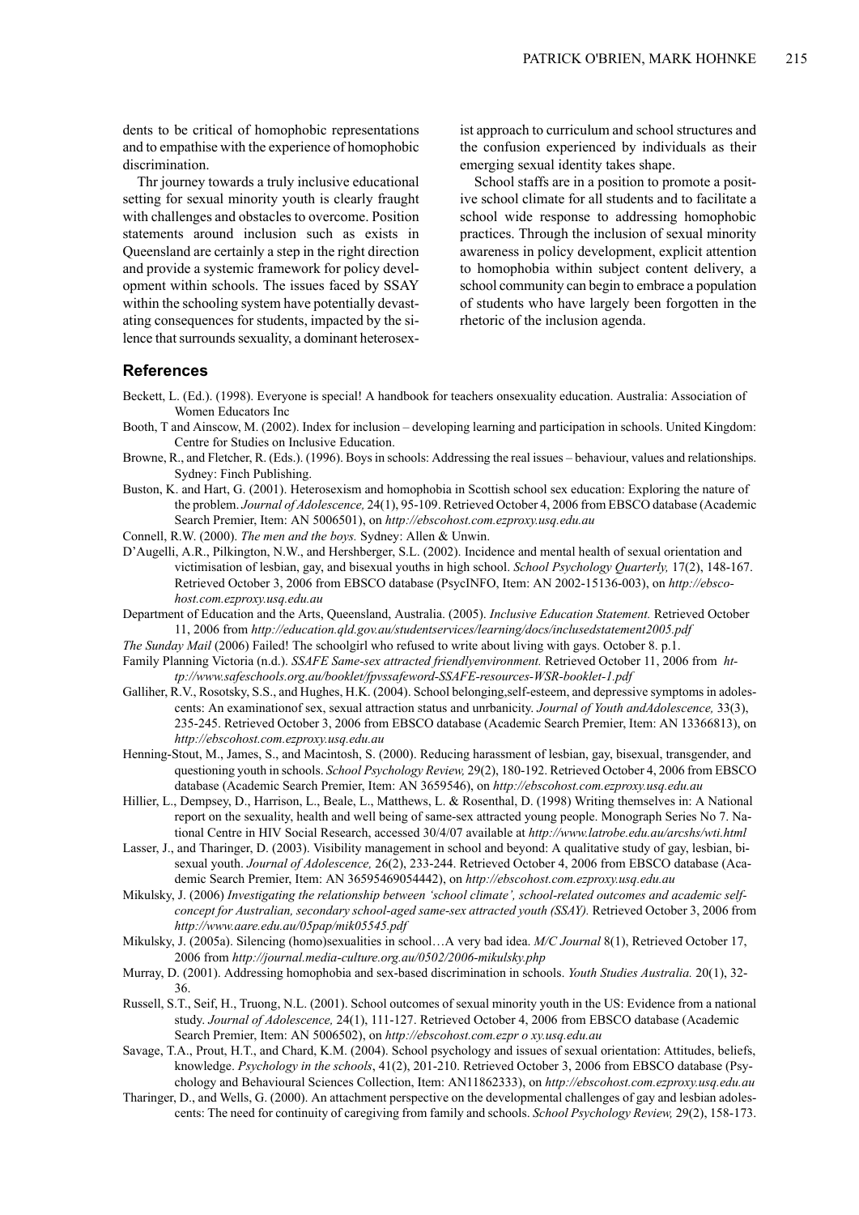dents to be critical of homophobic representations and to empathise with the experience of homophobic discrimination.

Thr journey towards a truly inclusive educational setting for sexual minority youth is clearly fraught with challenges and obstacles to overcome. Position statements around inclusion such as exists in Queensland are certainly a step in the right direction and provide a systemic framework for policy development within schools. The issues faced by SSAY within the schooling system have potentially devastating consequences for students, impacted by the silence that surrounds sexuality, a dominant heterosexist approach to curriculum and school structures and the confusion experienced by individuals as their emerging sexual identity takes shape.

School staffs are in a position to promote a positive school climate for all students and to facilitate a school wide response to addressing homophobic practices. Through the inclusion of sexual minority awareness in policy development, explicit attention to homophobia within subject content delivery, a school community can begin to embrace a population of students who have largely been forgotten in the rhetoric of the inclusion agenda.

## References

Beckett, L. (Ed.). (1998). Everyone is special! A handbook for teachers onsexuality education. Australia: Association of Women Educators Inc

Booth, T and Ainscow, M. (2002). Index for inclusion – developing learning and participation in schools. United Kingdom: Centre for Studies on Inclusive Education.

Browne, R., and Fletcher, R. (Eds.). (1996). Boys in schools: Addressing the real issues – behaviour, values and relationships. Sydney: Finch Publishing.

Buston, K. and Hart, G. (2001). Heterosexism and homophobia in Scottish school sex education: Exploring the nature of the problem. *Journal of Adolescence,* 24(1), 95-109. Retrieved October 4, 2006 from EBSCO database (Academic Search Premier, Item: AN 5006501), on *http://ebscohost.com.ezproxy.usq.edu.au*

Connell, R.W. (2000). *The men and the boys.* Sydney: Allen & Unwin.

D'Augelli, A.R., Pilkington, N.W., and Hershberger, S.L. (2002). Incidence and mental health of sexual orientation and victimisation of lesbian, gay, and bisexual youths in high school. *School Psychology Quarterly,* 17(2), 148-167. Retrieved October 3, 2006 from EBSCO database (PsycINFO, Item: AN 2002-15136-003), on *http://ebscohost.com.ezproxy.usq.edu.au*

Department of Education and the Arts, Queensland, Australia. (2005). *Inclusive Education Statement.* Retrieved October 11, 2006 from *http://education.qld.gov.au/studentservices/learning/docs/inclusedstatement2005.pdf*

*The Sunday Mail* (2006) Failed! The schoolgirl who refused to write about living with gays. October 8. p.1.

Family Planning Victoria (n.d.). *SSAFE Same-sex attracted friendlyenvironment.* Retrieved October 11, 2006 from *http://www.safeschools.org.au/booklet/fpvssafeword-SSAFE-resources-WSR-booklet-1.pdf*

Galliher, R.V., Rosotsky, S.S., and Hughes, H.K. (2004). School belonging,self-esteem, and depressive symptoms in adolescents: An examinationof sex, sexual attraction status and unrbanicity. *Journal of Youth andAdolescence,* 33(3), 235-245. Retrieved October 3, 2006 from EBSCO database (Academic Search Premier, Item: AN 13366813), on *http://ebscohost.com.ezproxy.usq.edu.au*

Henning-Stout, M., James, S., and Macintosh, S. (2000). Reducing harassment of lesbian, gay, bisexual, transgender, and questioning youth in schools. *School Psychology Review,* 29(2), 180-192. Retrieved October 4, 2006 from EBSCO database (Academic Search Premier, Item: AN 3659546), on *http://ebscohost.com.ezproxy.usq.edu.au*

Hillier, L., Dempsey, D., Harrison, L., Beale, L., Matthews, L. & Rosenthal, D. (1998) Writing themselves in: A National report on the sexuality, health and well being of same-sex attracted young people. Monograph Series No 7. National Centre in HIV Social Research, accessed 30/4/07 available at *http://www.latrobe.edu.au/arcshs/wti.html*

Lasser, J., and Tharinger, D. (2003). Visibility management in school and beyond: A qualitative study of gay, lesbian, bisexual youth. *Journal of Adolescence,* 26(2), 233-244. Retrieved October 4, 2006 from EBSCO database (Academic Search Premier, Item: AN 36595469054442), on *http://ebscohost.com.ezproxy.usq.edu.au*

Mikulsky, J. (2006) *Investigating the relationship between 'school climate', school-related outcomes and academic self-concept for Australian, secondary school-aged same-sex attracted youth (SSAY).* Retrieved October 3, 2006 from *http://www.aare.edu.au/05pap/mik05545.pdf*

Mikulsky, J. (2005a). Silencing (homo)sexualities in school…A very bad idea. *M/C Journal* 8(1), Retrieved October 17, 2006 from *http://journal.media-culture.org.au/0502/2006-mikulsky.php*

Murray, D. (2001). Addressing homophobia and sex-based discrimination in schools. *Youth Studies Australia.* 20(1), 32-36.

Russell, S.T., Seif, H., Truong, N.L. (2001). School outcomes of sexual minority youth in the US: Evidence from a national study. *Journal of Adolescence,* 24(1), 111-127. Retrieved October 4, 2006 from EBSCO database (Academic Search Premier, Item: AN 5006502), on *http://ebscohost.com.ezpr o xy.usq.edu.au*

Savage, T.A., Prout, H.T., and Chard, K.M. (2004). School psychology and issues of sexual orientation: Attitudes, beliefs, knowledge. *Psychology in the schools*, 41(2), 201-210. Retrieved October 3, 2006 from EBSCO database (Psychology and Behavioural Sciences Collection, Item: AN11862333), on *http://ebscohost.com.ezproxy.usq.edu.au*

Tharinger, D., and Wells, G. (2000). An attachment perspective on the developmental challenges of gay and lesbian adolescents: The need for continuity of caregiving from family and schools. *School Psychology Review,* 29(2), 158-173.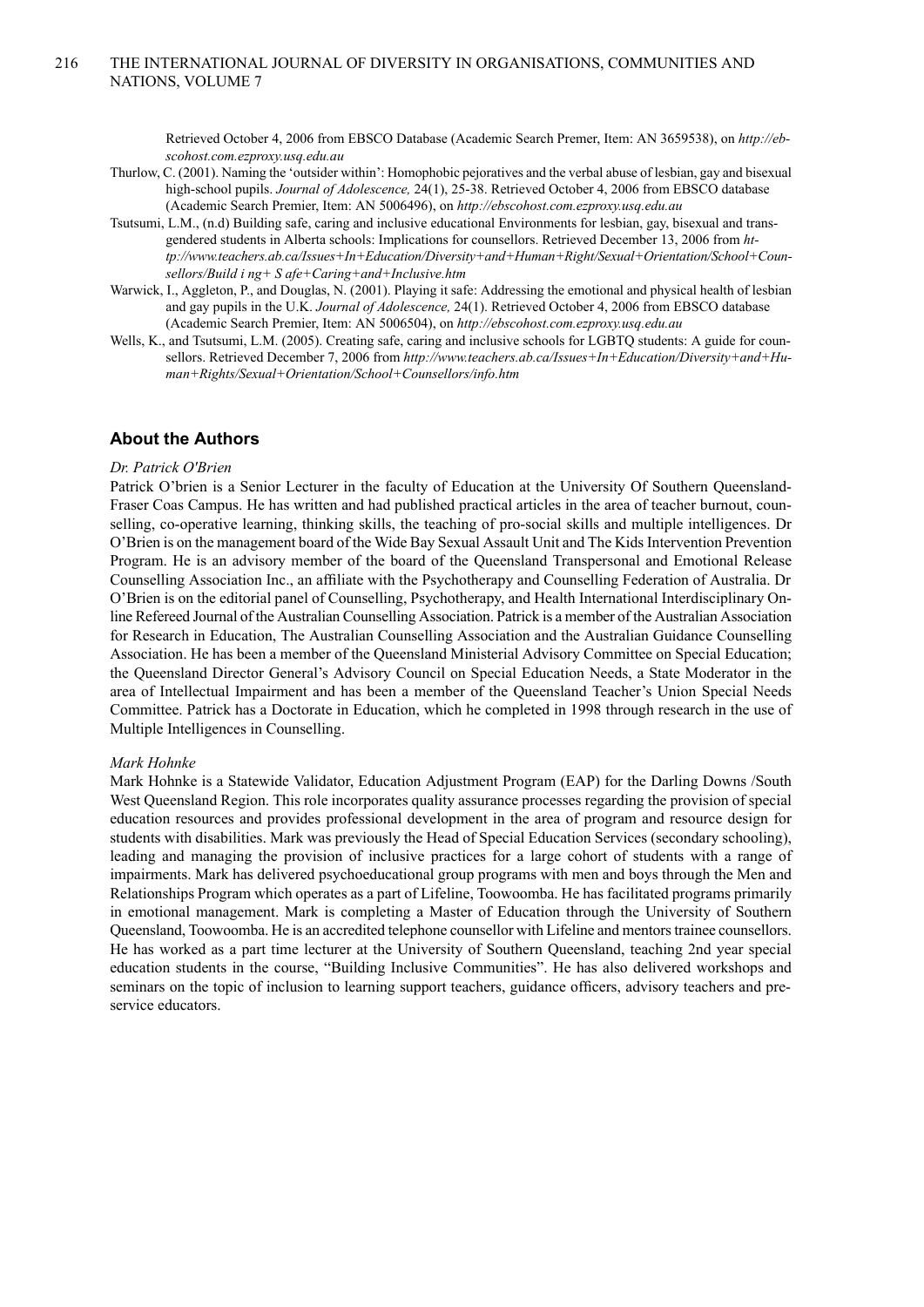Retrieved October 4, 2006 from EBSCO Database (Academic Search Premer, Item: AN 3659538), on *http://ebscohost.com.ezproxy.usq.edu.au*

Thurlow, C. (2001). Naming the 'outsider within': Homophobic pejoratives and the verbal abuse of lesbian, gay and bisexual high-school pupils. *Journal of Adolescence,* 24(1), 25-38. Retrieved October 4, 2006 from EBSCO database (Academic Search Premier, Item: AN 5006496), on *http://ebscohost.com.ezproxy.usq.edu.au*

Tsutsumi, L.M., (n.d) Building safe, caring and inclusive educational Environments for lesbian, gay, bisexual and transgendered students in Alberta schools: Implications for counsellors. Retrieved December 13, 2006 from *http://www.teachers.ab.ca/Issues+In+Education/Diversity+and+Human+Right/Sexual+Orientation/School+Counsellors/Build i ng+ S afe+Caring+and+Inclusive.htm*

Warwick, I., Aggleton, P., and Douglas, N. (2001). Playing it safe: Addressing the emotional and physical health of lesbian and gay pupils in the U.K. *Journal of Adolescence,* 24(1). Retrieved October 4, 2006 from EBSCO database (Academic Search Premier, Item: AN 5006504), on *http://ebscohost.com.ezproxy.usq.edu.au*

Wells, K., and Tsutsumi, L.M. (2005). Creating safe, caring and inclusive schools for LGBTQ students: A guide for counsellors. Retrieved December 7, 2006 from *http://www.teachers.ab.ca/Issues+In+Education/Diversity+and+Human+Rights/Sexual+Orientation/School+Counsellors/info.htm*

## About the Authors

*Dr. Patrick O'Brien*

Patrick O'brien is a Senior Lecturer in the faculty of Education at the University Of Southern Queensland-Fraser Coas Campus. He has written and had published practical articles in the area of teacher burnout, counselling, co-operative learning, thinking skills, the teaching of pro-social skills and multiple intelligences. Dr O'Brien is on the management board of the Wide Bay Sexual Assault Unit and The Kids Intervention Prevention Program. He is an advisory member of the board of the Queensland Transpersonal and Emotional Release Counselling Association Inc., an affiliate with the Psychotherapy and Counselling Federation of Australia. Dr O'Brien is on the editorial panel of Counselling, Psychotherapy, and Health International Interdisciplinary Online Refereed Journal of the Australian Counselling Association. Patrick is a member of the Australian Association for Research in Education, The Australian Counselling Association and the Australian Guidance Counselling Association. He has been a member of the Queensland Ministerial Advisory Committee on Special Education; the Queensland Director General's Advisory Council on Special Education Needs, a State Moderator in the area of Intellectual Impairment and has been a member of the Queensland Teacher's Union Special Needs Committee. Patrick has a Doctorate in Education, which he completed in 1998 through research in the use of Multiple Intelligences in Counselling.

*Mark Hohnke*

Mark Hohnke is a Statewide Validator, Education Adjustment Program (EAP) for the Darling Downs /South West Queensland Region. This role incorporates quality assurance processes regarding the provision of special education resources and provides professional development in the area of program and resource design for students with disabilities. Mark was previously the Head of Special Education Services (secondary schooling), leading and managing the provision of inclusive practices for a large cohort of students with a range of impairments. Mark has delivered psychoeducational group programs with men and boys through the Men and Relationships Program which operates as a part of Lifeline, Toowoomba. He has facilitated programs primarily in emotional management. Mark is completing a Master of Education through the University of Southern Queensland, Toowoomba. He is an accredited telephone counsellor with Lifeline and mentors trainee counsellors. He has worked as a part time lecturer at the University of Southern Queensland, teaching 2nd year special education students in the course, "Building Inclusive Communities". He has also delivered workshops and seminars on the topic of inclusion to learning support teachers, guidance officers, advisory teachers and pre-service educators.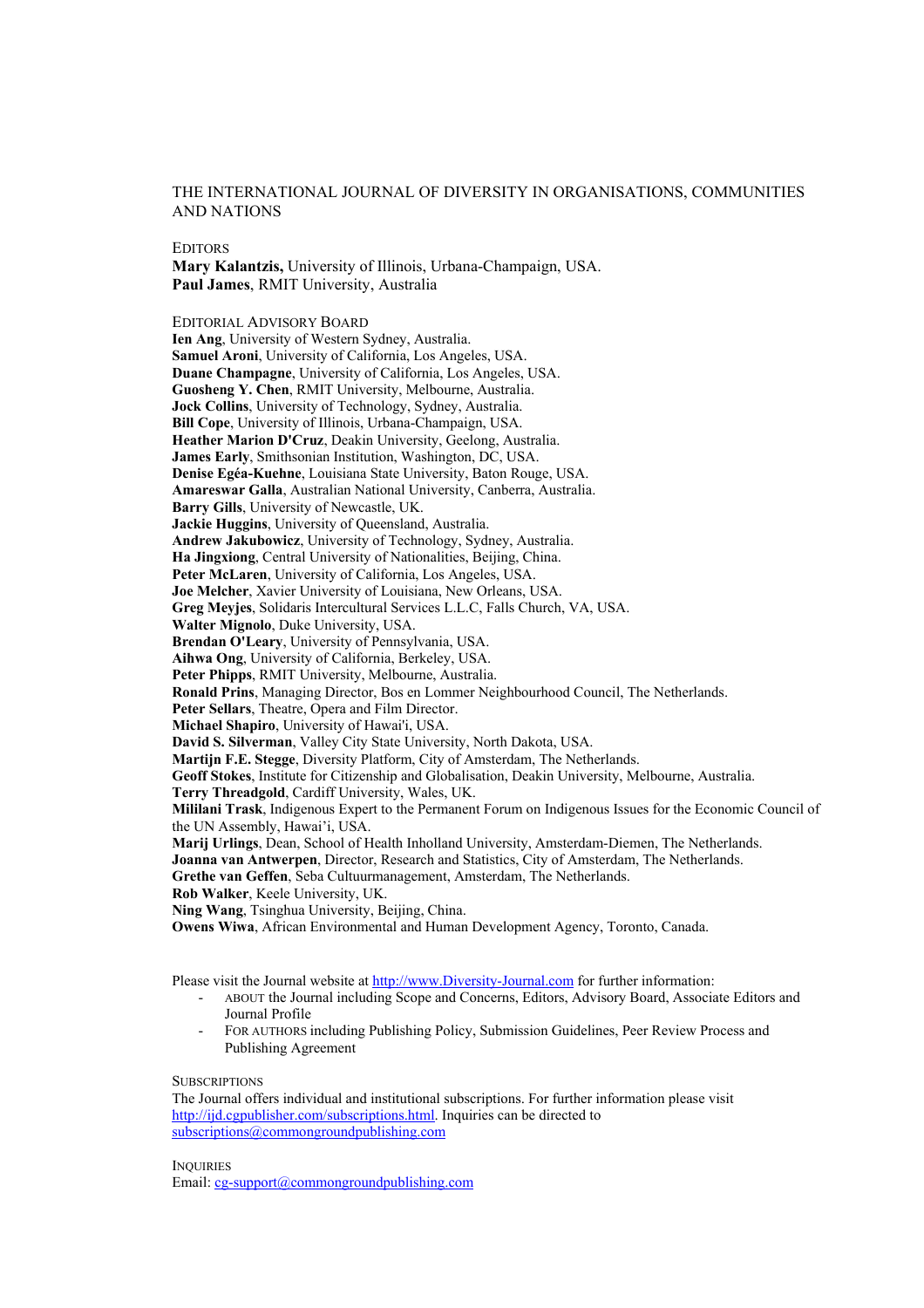# THE INTERNATIONAL JOURNAL OF DIVERSITY IN ORGANISATIONS, COMMUNITIES AND NATIONS

## EDITORS

**Mary Kalantzis,** University of Illinois, Urbana-Champaign, USA.
**Paul James**, RMIT University, Australia

## EDITORIAL ADVISORY BOARD

**Ien Ang**, University of Western Sydney, Australia.
**Samuel Aroni**, University of California, Los Angeles, USA.
**Duane Champagne**, University of California, Los Angeles, USA.
**Guosheng Y. Chen**, RMIT University, Melbourne, Australia.
**Jock Collins**, University of Technology, Sydney, Australia.
**Bill Cope**, University of Illinois, Urbana-Champaign, USA.
**Heather Marion D'Cruz**, Deakin University, Geelong, Australia.
**James Early**, Smithsonian Institution, Washington, DC, USA.
**Denise Egéa-Kuehne**, Louisiana State University, Baton Rouge, USA.
**Amareswar Galla**, Australian National University, Canberra, Australia.
**Barry Gills**, University of Newcastle, UK.
**Jackie Huggins**, University of Queensland, Australia.
**Andrew Jakubowicz**, University of Technology, Sydney, Australia.
**Ha Jingxiong**, Central University of Nationalities, Beijing, China.
**Peter McLaren**, University of California, Los Angeles, USA.
**Joe Melcher**, Xavier University of Louisiana, New Orleans, USA.
**Greg Meyjes**, Solidaris Intercultural Services L.L.C, Falls Church, VA, USA.
**Walter Mignolo**, Duke University, USA.
**Brendan O'Leary**, University of Pennsylvania, USA.
**Aihwa Ong**, University of California, Berkeley, USA.
**Peter Phipps**, RMIT University, Melbourne, Australia.
**Ronald Prins**, Managing Director, Bos en Lommer Neighbourhood Council, The Netherlands.
**Peter Sellars**, Theatre, Opera and Film Director.
**Michael Shapiro**, University of Hawai'i, USA.
**David S. Silverman**, Valley City State University, North Dakota, USA.
**Martijn F.E. Stegge**, Diversity Platform, City of Amsterdam, The Netherlands.
**Geoff Stokes**, Institute for Citizenship and Globalisation, Deakin University, Melbourne, Australia.
**Terry Threadgold**, Cardiff University, Wales, UK.
**Mililani Trask**, Indigenous Expert to the Permanent Forum on Indigenous Issues for the Economic Council of the UN Assembly, Hawai'i, USA.
**Marij Urlings**, Dean, School of Health Inholland University, Amsterdam-Diemen, The Netherlands.
**Joanna van Antwerpen**, Director, Research and Statistics, City of Amsterdam, The Netherlands.
**Grethe van Geffen**, Seba Cultuurmanagement, Amsterdam, The Netherlands.
**Rob Walker**, Keele University, UK.
**Ning Wang**, Tsinghua University, Beijing, China.
**Owens Wiwa**, African Environmental and Human Development Agency, Toronto, Canada.

Please visit the Journal website at http://www.Diversity-Journal.com for further information:

- ABOUT the Journal including Scope and Concerns, Editors, Advisory Board, Associate Editors and Journal Profile
- FOR AUTHORS including Publishing Policy, Submission Guidelines, Peer Review Process and Publishing Agreement

## SUBSCRIPTIONS

The Journal offers individual and institutional subscriptions. For further information please visit http://ijd.cgpublisher.com/subscriptions.html. Inquiries can be directed to subscriptions@commongroundpublishing.com

## INQUIRIES

Email: cg-support@commongroundpublishing.com